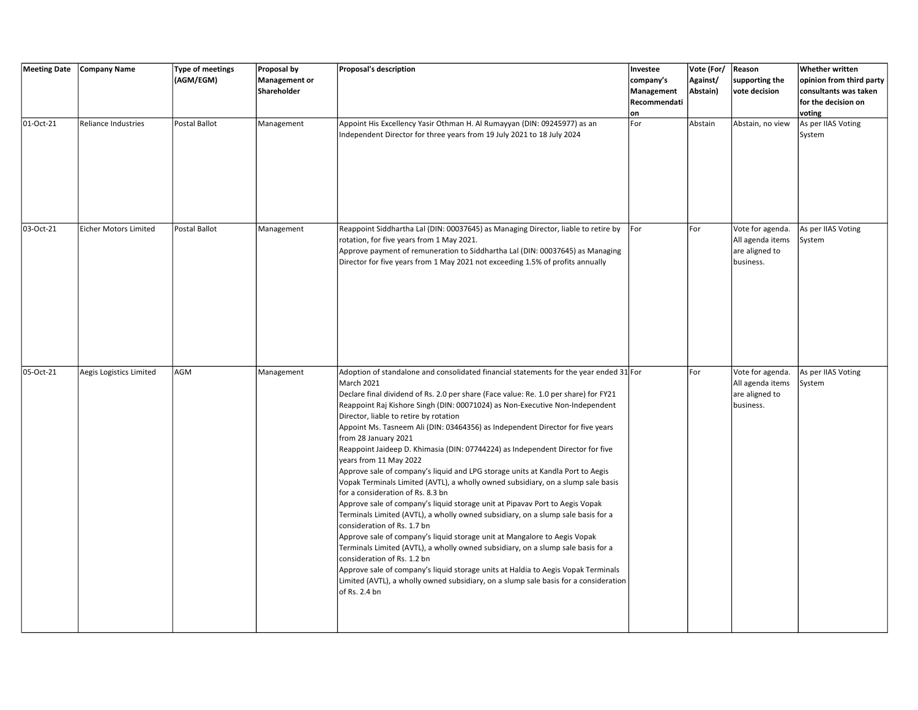| Meeting Date | Company Name | Type of meetings (AGM/EGM) | Proposal by Management or Shareholder | Proposal's description | Investee company's Management Recommendation | Vote (For/ Against/ Abstain) | Reason supporting the vote decision | Whether written opinion from third party consultants was taken for the decision on voting |
|---|---|---|---|---|---|---|---|---|
| 01-Oct-21 | Reliance Industries | Postal Ballot | Management | Appoint His Excellency Yasir Othman H. Al Rumayyan (DIN: 09245977) as an Independent Director for three years from 19 July 2021 to 18 July 2024 | For | Abstain | Abstain, no view | As per IIAS Voting System |
| 03-Oct-21 | Eicher Motors Limited | Postal Ballot | Management | Reappoint Siddhartha Lal (DIN: 00037645) as Managing Director, liable to retire by rotation, for five years from 1 May 2021.<br>Approve payment of remuneration to Siddhartha Lal (DIN: 00037645) as Managing Director for five years from 1 May 2021 not exceeding 1.5% of profits annually | For | For | Vote for agenda. All agenda items are aligned to business. | As per IIAS Voting System |
| 05-Oct-21 | Aegis Logistics Limited | AGM | Management | Adoption of standalone and consolidated financial statements for the year ended 31 March 2021<br>Declare final dividend of Rs. 2.0 per share (Face value: Re. 1.0 per share) for FY21<br>Reappoint Raj Kishore Singh (DIN: 00071024) as Non-Executive Non-Independent Director, liable to retire by rotation<br>Appoint Ms. Tasneem Ali (DIN: 03464356) as Independent Director for five years from 28 January 2021<br>Reappoint Jaideep D. Khimasia (DIN: 07744224) as Independent Director for five years from 11 May 2022<br>Approve sale of company's liquid and LPG storage units at Kandla Port to Aegis Vopak Terminals Limited (AVTL), a wholly owned subsidiary, on a slump sale basis for a consideration of Rs. 8.3 bn<br>Approve sale of company's liquid storage unit at Pipavav Port to Aegis Vopak Terminals Limited (AVTL), a wholly owned subsidiary, on a slump sale basis for a consideration of Rs. 1.7 bn<br>Approve sale of company's liquid storage unit at Mangalore to Aegis Vopak Terminals Limited (AVTL), a wholly owned subsidiary, on a slump sale basis for a consideration of Rs. 1.2 bn<br>Approve sale of company's liquid storage units at Haldia to Aegis Vopak Terminals Limited (AVTL), a wholly owned subsidiary, on a slump sale basis for a consideration of Rs. 2.4 bn | For | For | Vote for agenda. All agenda items are aligned to business. | As per IIAS Voting System |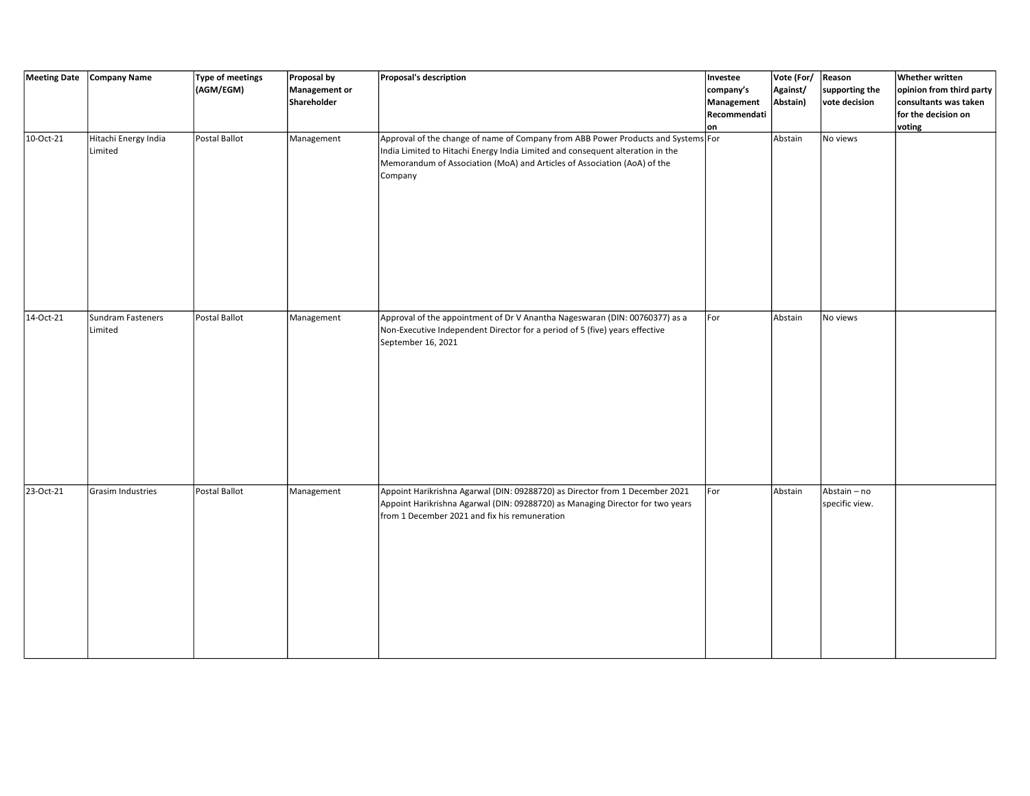| Meeting Date | Company Name | Type of meetings (AGM/EGM) | Proposal by Management or Shareholder | Proposal's description | Investee company's Management Recommendation | Vote (For/ Against/ Abstain) | Reason supporting the vote decision | Whether written opinion from third party consultants was taken for the decision on voting |
|---|---|---|---|---|---|---|---|---|
| 10-Oct-21 | Hitachi Energy India Limited | Postal Ballot | Management | Approval of the change of name of Company from ABB Power Products and Systems India Limited to Hitachi Energy India Limited and consequent alteration in the Memorandum of Association (MoA) and Articles of Association (AoA) of the Company | For | Abstain | No views | |
| 14-Oct-21 | Sundram Fasteners Limited | Postal Ballot | Management | Approval of the appointment of Dr V Anantha Nageswaran (DIN: 00760377) as a Non-Executive Independent Director for a period of 5 (five) years effective September 16, 2021 | For | Abstain | No views | |
| 23-Oct-21 | Grasim Industries | Postal Ballot | Management | Appoint Harikrishna Agarwal (DIN: 09288720) as Director from 1 December 2021 Appoint Harikrishna Agarwal (DIN: 09288720) as Managing Director for two years from 1 December 2021 and fix his remuneration | For | Abstain | Abstain – no specific view. | |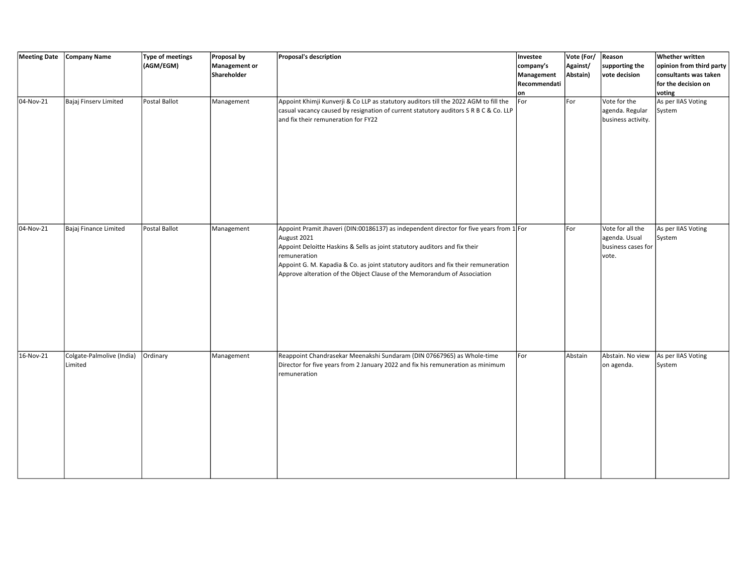| Meeting Date | Company Name | Type of meetings (AGM/EGM) | Proposal by Management or Shareholder | Proposal's description | Investee company's Management Recommendation | Vote (For/ Against/ Abstain) | Reason supporting the vote decision | Whether written opinion from third party consultants was taken for the decision on voting |
|---|---|---|---|---|---|---|---|---|
| 04-Nov-21 | Bajaj Finserv Limited | Postal Ballot | Management | Appoint Khimji Kunverji & Co LLP as statutory auditors till the 2022 AGM to fill the casual vacancy caused by resignation of current statutory auditors S R B C & Co. LLP and fix their remuneration for FY22 | For | For | Vote for the agenda. Regular business activity. | As per IIAS Voting System |
| 04-Nov-21 | Bajaj Finance Limited | Postal Ballot | Management | Appoint Pramit Jhaveri (DIN:00186137) as independent director for five years from 1 August 2021<br>Appoint Deloitte Haskins & Sells as joint statutory auditors and fix their remuneration<br>Appoint G. M. Kapadia & Co. as joint statutory auditors and fix their remuneration<br>Approve alteration of the Object Clause of the Memorandum of Association | For | For | Vote for all the agenda. Usual business cases for vote. | As per IIAS Voting System |
| 16-Nov-21 | Colgate-Palmolive (India) Limited | Ordinary | Management | Reappoint Chandrasekar Meenakshi Sundaram (DIN 07667965) as Whole-time Director for five years from 2 January 2022 and fix his remuneration as minimum remuneration | For | Abstain | Abstain. No view on agenda. | As per IIAS Voting System |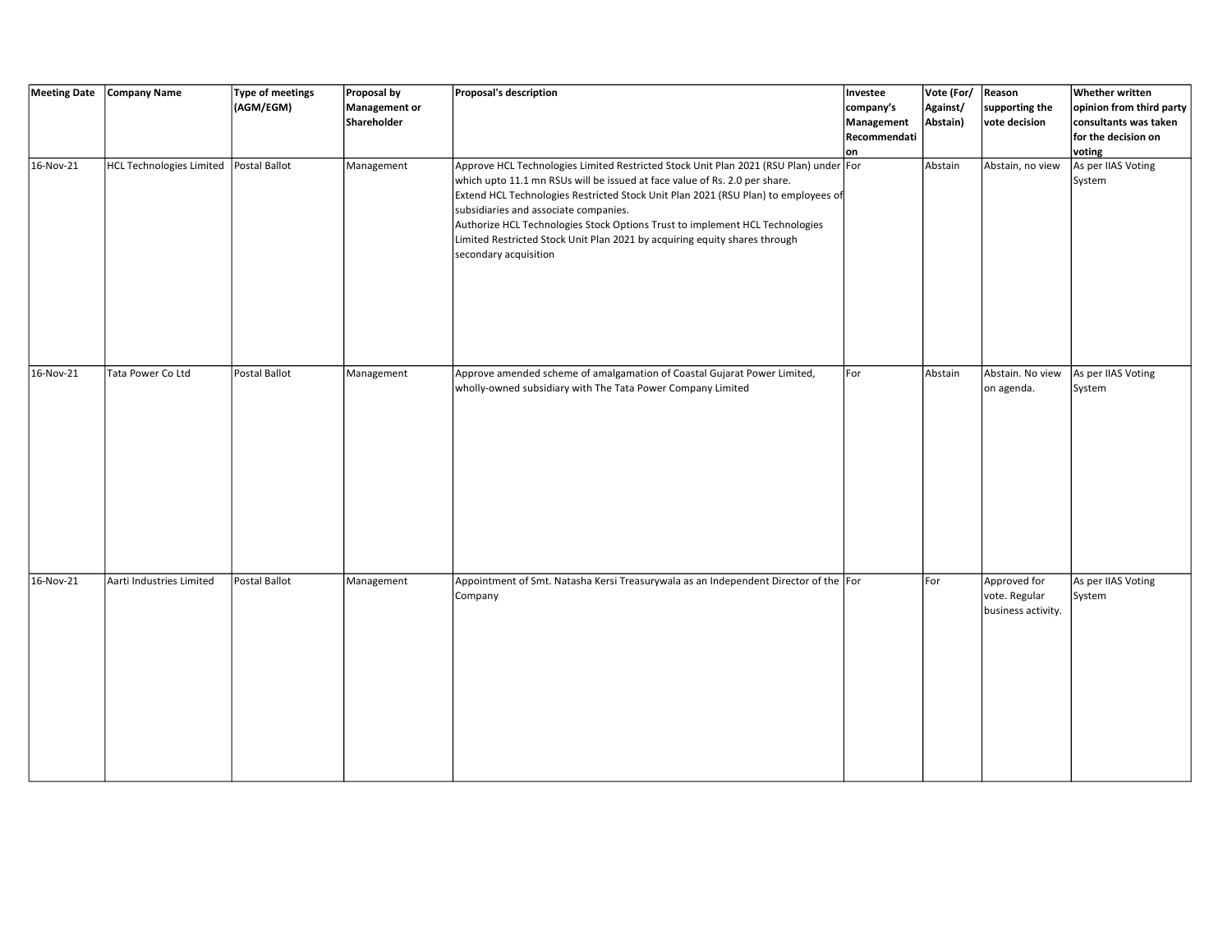| Meeting Date | Company Name | Type of meetings (AGM/EGM) | Proposal by Management or Shareholder | Proposal's description | Investee company's Management Recommendation | Vote (For/ Against/ Abstain) | Reason supporting the vote decision | Whether written opinion from third party consultants was taken for the decision on voting |
|---|---|---|---|---|---|---|---|---|
| 16-Nov-21 | HCL Technologies Limited | Postal Ballot | Management | Approve HCL Technologies Limited Restricted Stock Unit Plan 2021 (RSU Plan) under which upto 11.1 mn RSUs will be issued at face value of Rs. 2.0 per share. Extend HCL Technologies Restricted Stock Unit Plan 2021 (RSU Plan) to employees of subsidiaries and associate companies. Authorize HCL Technologies Stock Options Trust to implement HCL Technologies Limited Restricted Stock Unit Plan 2021 by acquiring equity shares through secondary acquisition | For | Abstain | Abstain, no view | As per IIAS Voting System |
| 16-Nov-21 | Tata Power Co Ltd | Postal Ballot | Management | Approve amended scheme of amalgamation of Coastal Gujarat Power Limited, wholly-owned subsidiary with The Tata Power Company Limited | For | Abstain | Abstain. No view on agenda. | As per IIAS Voting System |
| 16-Nov-21 | Aarti Industries Limited | Postal Ballot | Management | Appointment of Smt. Natasha Kersi Treasurywala as an Independent Director of the Company | For | For | Approved for vote. Regular business activity. | As per IIAS Voting System |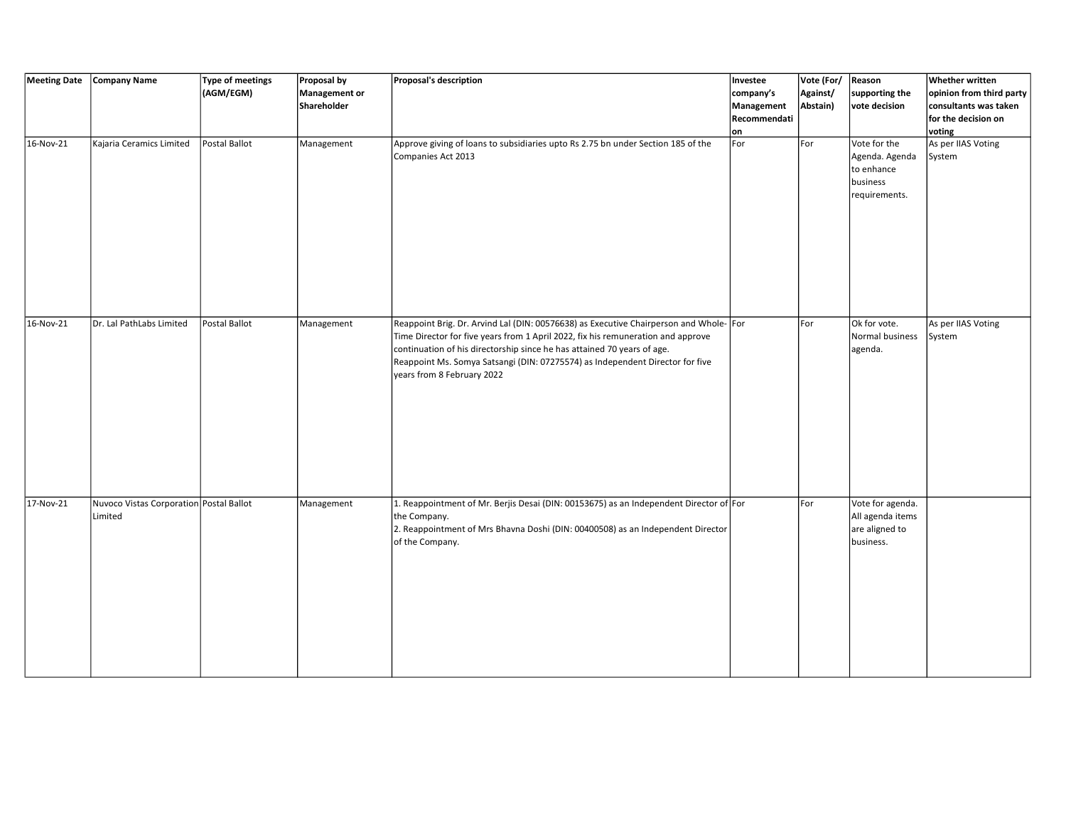| Meeting Date | Company Name | Type of meetings (AGM/EGM) | Proposal by Management or Shareholder | Proposal's description | Investee company's Management Recommendation | Vote (For/ Against/ Abstain) | Reason supporting the vote decision | Whether written opinion from third party consultants was taken for the decision on voting |
|---|---|---|---|---|---|---|---|---|
| 16-Nov-21 | Kajaria Ceramics Limited | Postal Ballot | Management | Approve giving of loans to subsidiaries upto Rs 2.75 bn under Section 185 of the Companies Act 2013 | For | For | Vote for the Agenda. Agenda to enhance business requirements. | As per IIAS Voting System |
| 16-Nov-21 | Dr. Lal PathLabs Limited | Postal Ballot | Management | Reappoint Brig. Dr. Arvind Lal (DIN: 00576638) as Executive Chairperson and Whole-Time Director for five years from 1 April 2022, fix his remuneration and approve continuation of his directorship since he has attained 70 years of age.<br>Reappoint Ms. Somya Satsangi (DIN: 07275574) as Independent Director for five years from 8 February 2022 | For | For | Ok for vote. Normal business agenda. | As per IIAS Voting System |
| 17-Nov-21 | Nuvoco Vistas Corporation Limited | Postal Ballot | Management | 1. Reappointment of Mr. Berjis Desai (DIN: 00153675) as an Independent Director of the Company.<br>2. Reappointment of Mrs Bhavna Doshi (DIN: 00400508) as an Independent Director of the Company. | For | For | Vote for agenda. All agenda items are aligned to business. | |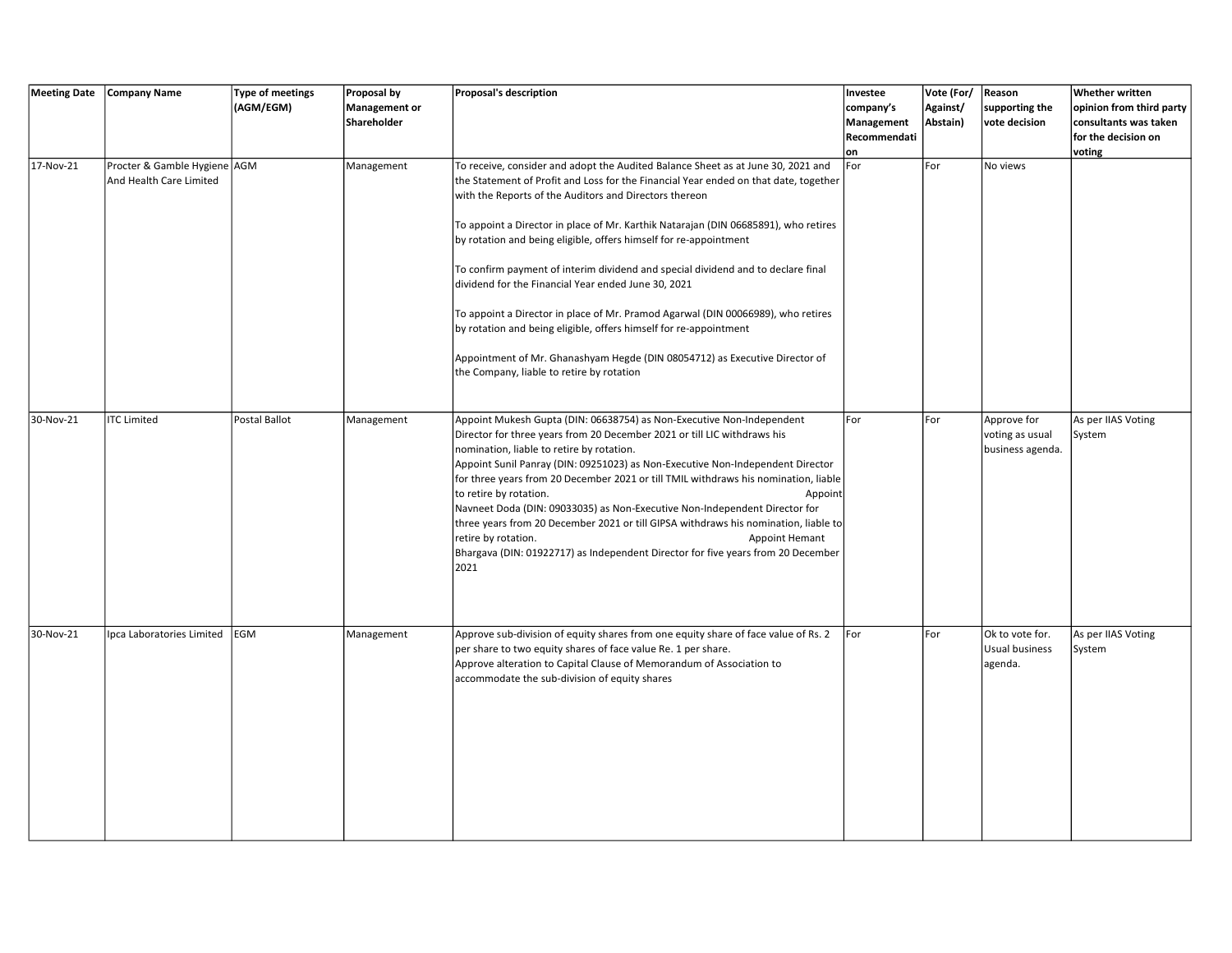| Meeting Date | Company Name | Type of meetings (AGM/EGM) | Proposal by Management or Shareholder | Proposal's description | Investee company's Management Recommendation | Vote (For/ Against/ Abstain) | Reason supporting the vote decision | Whether written opinion from third party consultants was taken for the decision on voting |
|---|---|---|---|---|---|---|---|---|
| 17-Nov-21 | Procter & Gamble Hygiene And Health Care Limited | AGM | Management | To receive, consider and adopt the Audited Balance Sheet as at June 30, 2021 and the Statement of Profit and Loss for the Financial Year ended on that date, together with the Reports of the Auditors and Directors thereon<br><br>To appoint a Director in place of Mr. Karthik Natarajan (DIN 06685891), who retires by rotation and being eligible, offers himself for re-appointment<br><br>To confirm payment of interim dividend and special dividend and to declare final dividend for the Financial Year ended June 30, 2021<br><br>To appoint a Director in place of Mr. Pramod Agarwal (DIN 00066989), who retires by rotation and being eligible, offers himself for re-appointment<br><br>Appointment of Mr. Ghanashyam Hegde (DIN 08054712) as Executive Director of the Company, liable to retire by rotation | For | For | No views | |
| 30-Nov-21 | ITC Limited | Postal Ballot | Management | Appoint Mukesh Gupta (DIN: 06638754) as Non-Executive Non-Independent Director for three years from 20 December 2021 or till LIC withdraws his nomination, liable to retire by rotation.<br>Appoint Sunil Panray (DIN: 09251023) as Non-Executive Non-Independent Director for three years from 20 December 2021 or till TMIL withdraws his nomination, liable to retire by rotation. Appoint Navneet Doda (DIN: 09033035) as Non-Executive Non-Independent Director for three years from 20 December 2021 or till GIPSA withdraws his nomination, liable to retire by rotation. Appoint Hemant Bhargava (DIN: 01922717) as Independent Director for five years from 20 December 2021 | For | For | Approve for voting as usual business agenda. | As per IIAS Voting System |
| 30-Nov-21 | Ipca Laboratories Limited | EGM | Management | Approve sub-division of equity shares from one equity share of face value of Rs. 2 per share to two equity shares of face value Re. 1 per share.<br>Approve alteration to Capital Clause of Memorandum of Association to accommodate the sub-division of equity shares | For | For | Ok to vote for. Usual business agenda. | As per IIAS Voting System |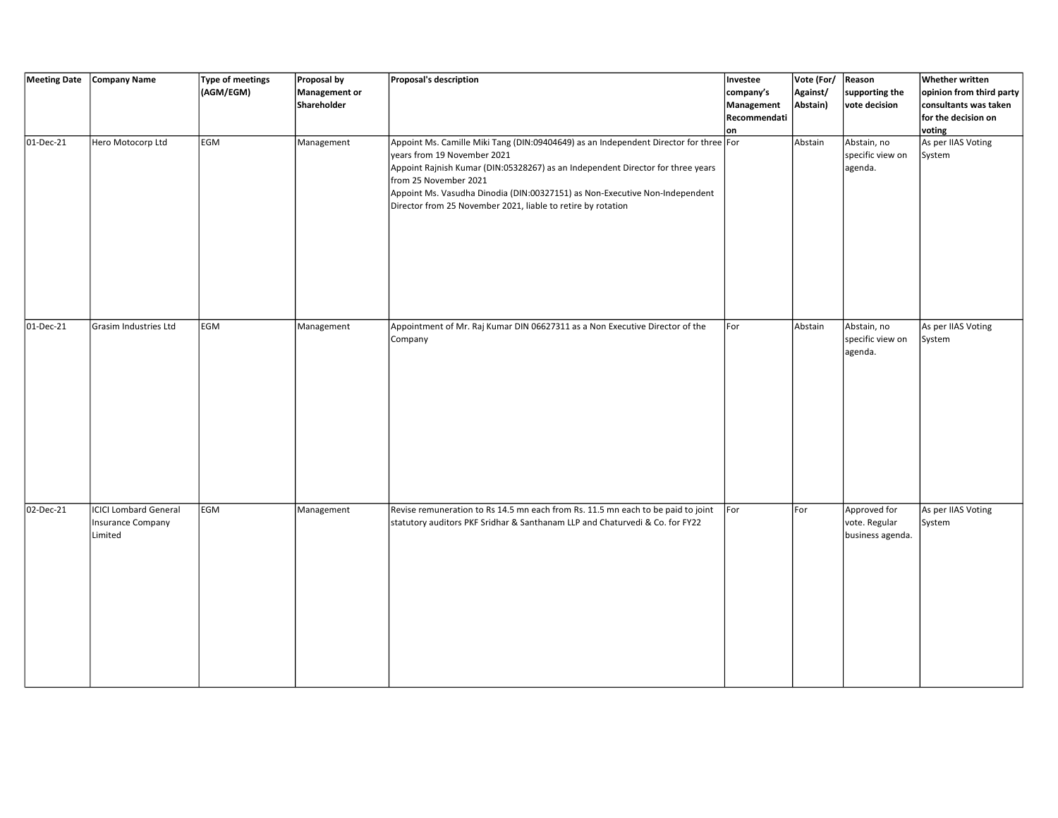| Meeting Date | Company Name | Type of meetings (AGM/EGM) | Proposal by Management or Shareholder | Proposal's description | Investee company's Management Recommendation | Vote (For/ Against/ Abstain) | Reason supporting the vote decision | Whether written opinion from third party consultants was taken for the decision on voting |
|---|---|---|---|---|---|---|---|---|
| 01-Dec-21 | Hero Motocorp Ltd | EGM | Management | Appoint Ms. Camille Miki Tang (DIN:09404649) as an Independent Director for three years from 19 November 2021<br>Appoint Rajnish Kumar (DIN:05328267) as an Independent Director for three years from 25 November 2021<br>Appoint Ms. Vasudha Dinodia (DIN:00327151) as Non-Executive Non-Independent Director from 25 November 2021, liable to retire by rotation | For | Abstain | Abstain, no specific view on agenda. | As per IIAS Voting System |
| 01-Dec-21 | Grasim Industries Ltd | EGM | Management | Appointment of Mr. Raj Kumar DIN 06627311 as a Non Executive Director of the Company | For | Abstain | Abstain, no specific view on agenda. | As per IIAS Voting System |
| 02-Dec-21 | ICICI Lombard General Insurance Company Limited | EGM | Management | Revise remuneration to Rs 14.5 mn each from Rs. 11.5 mn each to be paid to joint statutory auditors PKF Sridhar & Santhanam LLP and Chaturvedi & Co. for FY22 | For | For | Approved for vote. Regular business agenda. | As per IIAS Voting System |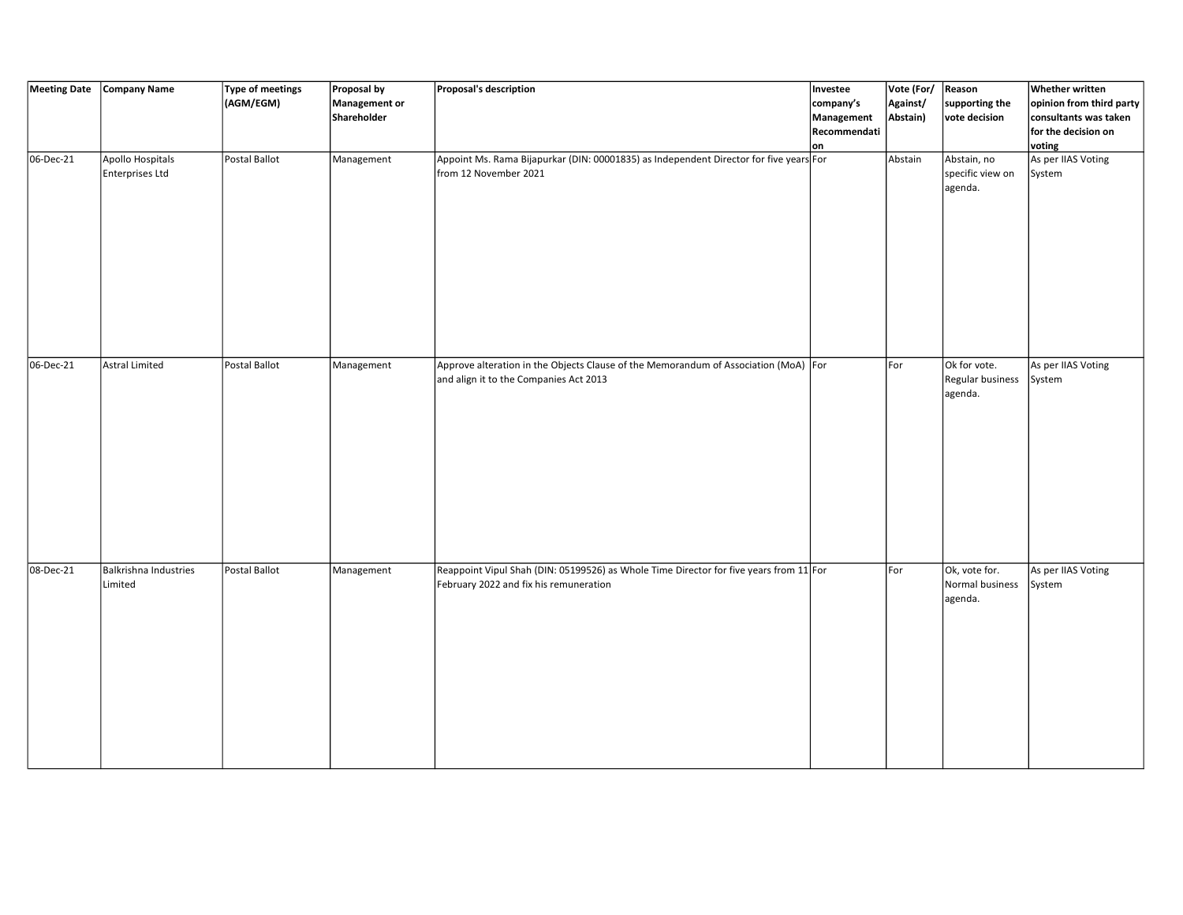| Meeting Date | Company Name | Type of meetings (AGM/EGM) | Proposal by Management or Shareholder | Proposal's description | Investee company's Management Recommendation | Vote (For/ Against/ Abstain) | Reason supporting the vote decision | Whether written opinion from third party consultants was taken for the decision on voting |
|---|---|---|---|---|---|---|---|---|
| 06-Dec-21 | Apollo Hospitals Enterprises Ltd | Postal Ballot | Management | Appoint Ms. Rama Bijapurkar (DIN: 00001835) as Independent Director for five years from 12 November 2021 | For | Abstain | Abstain, no specific view on agenda. | As per IIAS Voting System |
| 06-Dec-21 | Astral Limited | Postal Ballot | Management | Approve alteration in the Objects Clause of the Memorandum of Association (MoA) and align it to the Companies Act 2013 | For | For | Ok for vote. Regular business agenda. | As per IIAS Voting System |
| 08-Dec-21 | Balkrishna Industries Limited | Postal Ballot | Management | Reappoint Vipul Shah (DIN: 05199526) as Whole Time Director for five years from 11 February 2022 and fix his remuneration | For | For | Ok, vote for. Normal business agenda. | As per IIAS Voting System |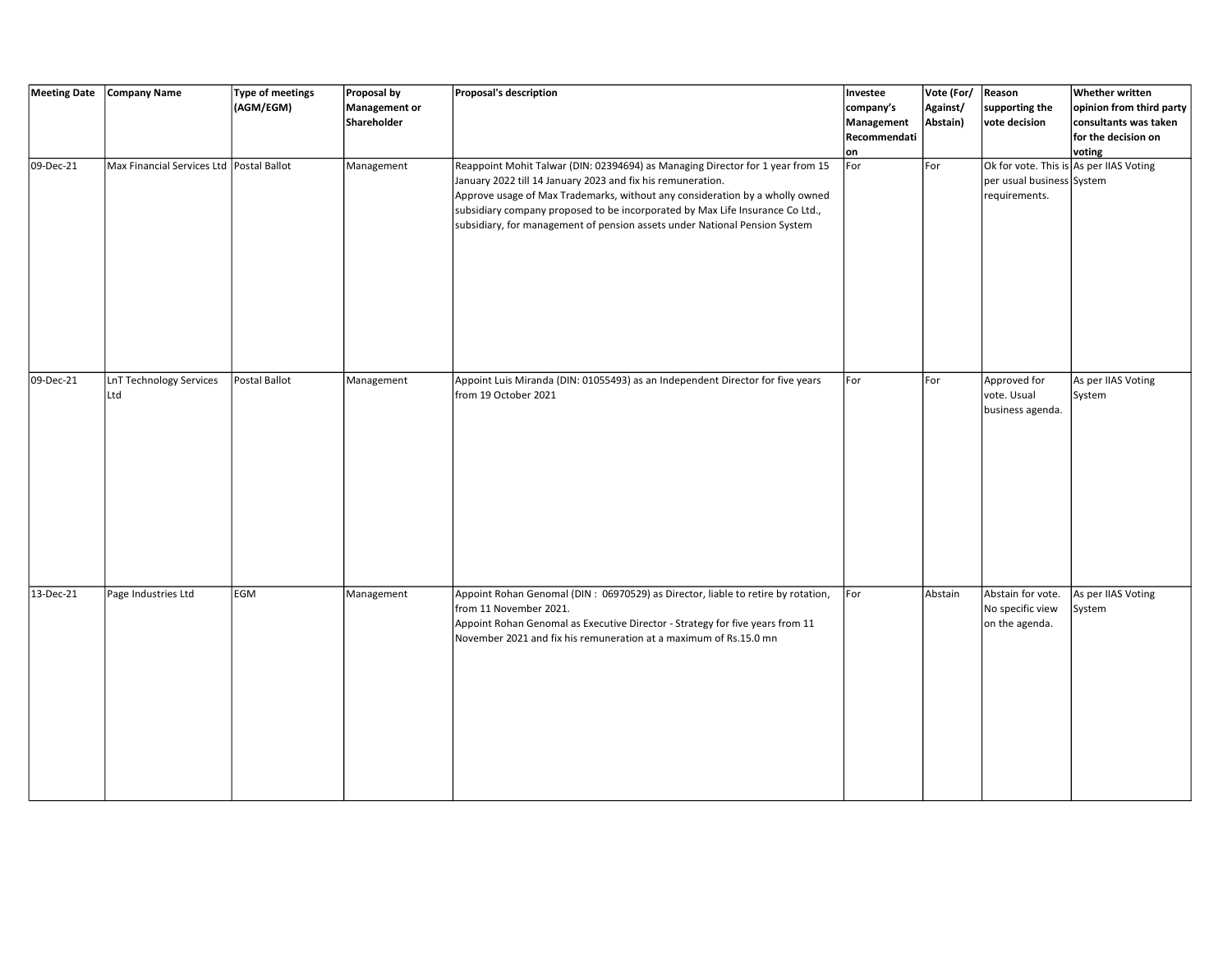| Meeting Date | Company Name | Type of meetings (AGM/EGM) | Proposal by Management or Shareholder | Proposal's description | Investee company's Management Recommendation | Vote (For/ Against/ Abstain) | Reason supporting the vote decision | Whether written opinion from third party consultants was taken for the decision on voting |
|---|---|---|---|---|---|---|---|---|
| 09-Dec-21 | Max Financial Services Ltd | Postal Ballot | Management | Reappoint Mohit Talwar (DIN: 02394694) as Managing Director for 1 year from 15 January 2022 till 14 January 2023 and fix his remuneration.<br>Approve usage of Max Trademarks, without any consideration by a wholly owned subsidiary company proposed to be incorporated by Max Life Insurance Co Ltd., subsidiary, for management of pension assets under National Pension System | For | For | Ok for vote. This is per usual business requirements. | As per IIAS Voting System |
| 09-Dec-21 | LnT Technology Services Ltd | Postal Ballot | Management | Appoint Luis Miranda (DIN: 01055493) as an Independent Director for five years from 19 October 2021 | For | For | Approved for vote. Usual business agenda. | As per IIAS Voting System |
| 13-Dec-21 | Page Industries Ltd | EGM | Management | Appoint Rohan Genomal (DIN : 06970529) as Director, liable to retire by rotation, from 11 November 2021.<br>Appoint Rohan Genomal as Executive Director - Strategy for five years from 11 November 2021 and fix his remuneration at a maximum of Rs.15.0 mn | For | Abstain | Abstain for vote. No specific view on the agenda. | As per IIAS Voting System |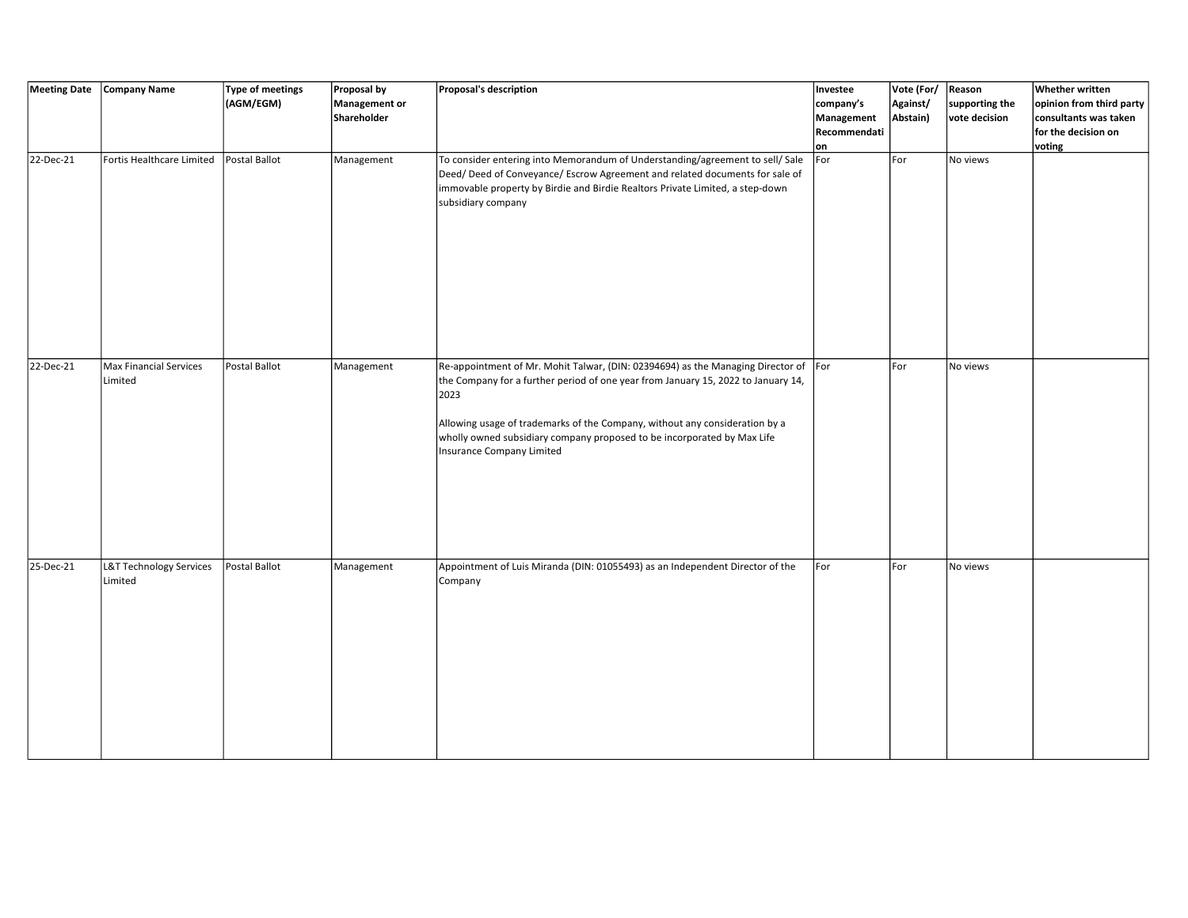| Meeting Date | Company Name | Type of meetings (AGM/EGM) | Proposal by Management or Shareholder | Proposal's description | Investee company's Management Recommendation | Vote (For/ Against/ Abstain) | Reason supporting the vote decision | Whether written opinion from third party consultants was taken for the decision on voting |
|---|---|---|---|---|---|---|---|---|
| 22-Dec-21 | Fortis Healthcare Limited | Postal Ballot | Management | To consider entering into Memorandum of Understanding/agreement to sell/ Sale Deed/ Deed of Conveyance/ Escrow Agreement and related documents for sale of immovable property by Birdie and Birdie Realtors Private Limited, a step-down subsidiary company | For | For | No views | |
| 22-Dec-21 | Max Financial Services Limited | Postal Ballot | Management | Re-appointment of Mr. Mohit Talwar, (DIN: 02394694) as the Managing Director of the Company for a further period of one year from January 15, 2022 to January 14, 2023<br><br>Allowing usage of trademarks of the Company, without any consideration by a wholly owned subsidiary company proposed to be incorporated by Max Life Insurance Company Limited | For | For | No views | |
| 25-Dec-21 | L&T Technology Services Limited | Postal Ballot | Management | Appointment of Luis Miranda (DIN: 01055493) as an Independent Director of the Company | For | For | No views | |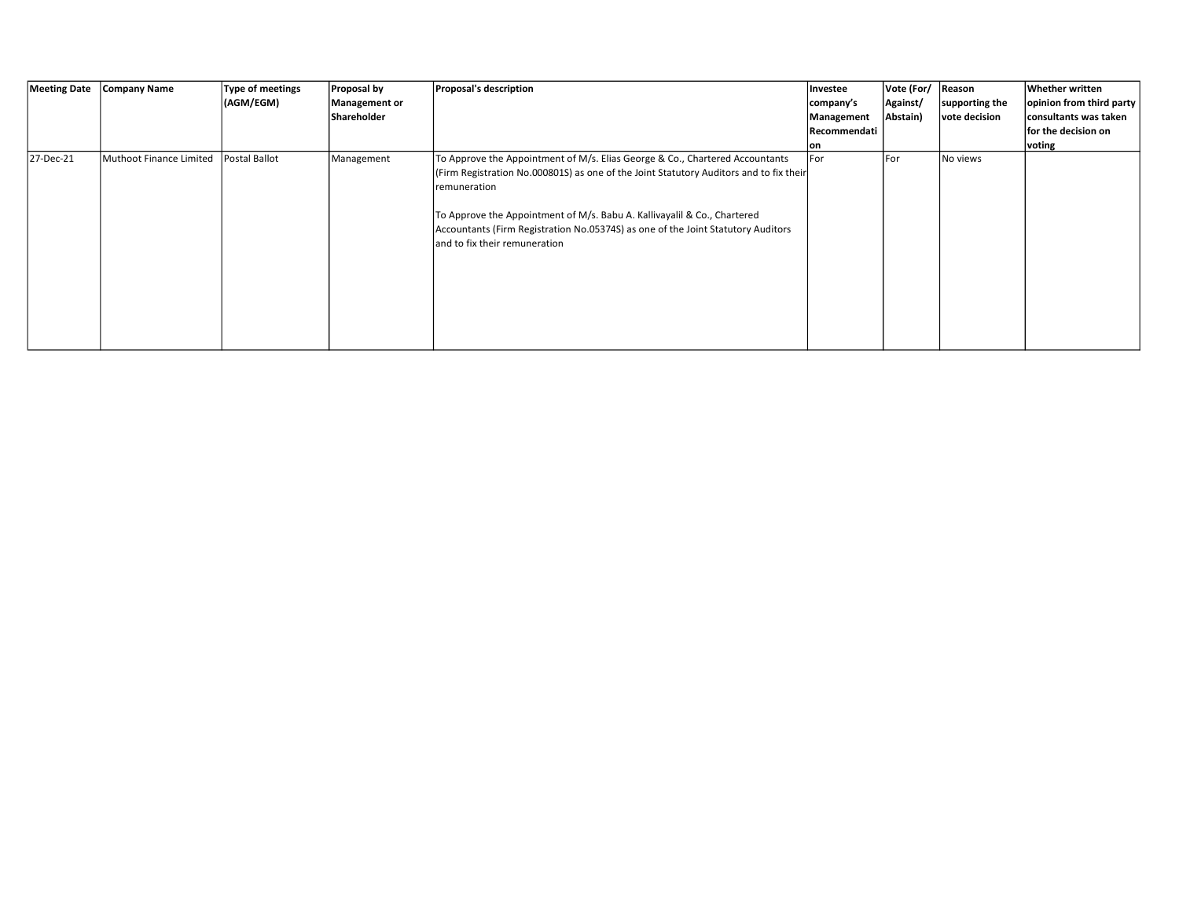| Meeting Date | Company Name | Type of meetings (AGM/EGM) | Proposal by Management or Shareholder | Proposal's description | Investee company's Management Recommendation | Vote (For/ Against/ Abstain) | Reason supporting the vote decision | Whether written opinion from third party consultants was taken for the decision on voting |
|---|---|---|---|---|---|---|---|---|
| 27-Dec-21 | Muthoot Finance Limited | Postal Ballot | Management | To Approve the Appointment of M/s. Elias George & Co., Chartered Accountants (Firm Registration No.000801S) as one of the Joint Statutory Auditors and to fix their remuneration<br><br>To Approve the Appointment of M/s. Babu A. Kallivayalil & Co., Chartered Accountants (Firm Registration No.05374S) as one of the Joint Statutory Auditors and to fix their remuneration | For | For | No views | |